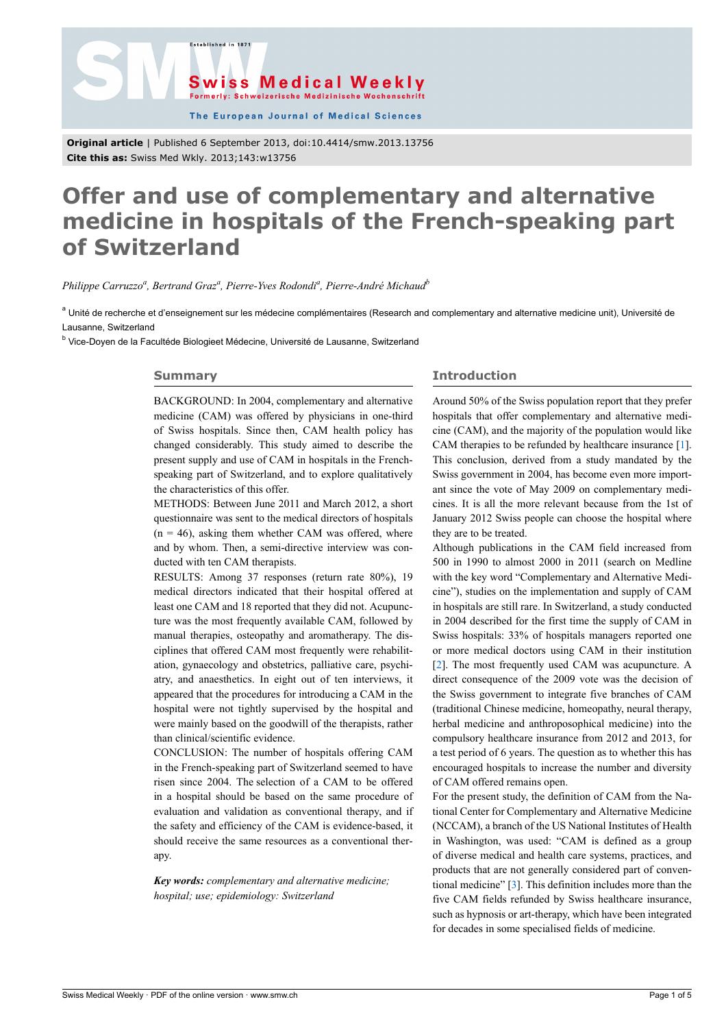**Original article** | Published 6 September 2013, doi:10.4414/smw.2013.13756
**Cite this as:** Swiss Med Wkly. 2013;143:w13756

# Offer and use of complementary and alternative medicine in hospitals of the French-speaking part of Switzerland

*Philippe Carruzzo[a], Bertrand Graz[a], Pierre-Yves Rodondi[a], Pierre-André Michaud[b]*

[a] Unité de recherche et d'enseignement sur les médecine complémentaires (Research and complementary and alternative medicine unit), Université de Lausanne, Switzerland

[b] Vice-Doyen de la Facultéde Biologieet Médecine, Université de Lausanne, Switzerland

## Summary

BACKGROUND: In 2004, complementary and alternative medicine (CAM) was offered by physicians in one-third of Swiss hospitals. Since then, CAM health policy has changed considerably. This study aimed to describe the present supply and use of CAM in hospitals in the French-speaking part of Switzerland, and to explore qualitatively the characteristics of this offer.

METHODS: Between June 2011 and March 2012, a short questionnaire was sent to the medical directors of hospitals (n = 46), asking them whether CAM was offered, where and by whom. Then, a semi-directive interview was conducted with ten CAM therapists.

RESULTS: Among 37 responses (return rate 80%), 19 medical directors indicated that their hospital offered at least one CAM and 18 reported that they did not. Acupuncture was the most frequently available CAM, followed by manual therapies, osteopathy and aromatherapy. The disciplines that offered CAM most frequently were rehabilitation, gynaecology and obstetrics, palliative care, psychiatry, and anaesthetics. In eight out of ten interviews, it appeared that the procedures for introducing a CAM in the hospital were not tightly supervised by the hospital and were mainly based on the goodwill of the therapists, rather than clinical/scientific evidence.

CONCLUSION: The number of hospitals offering CAM in the French-speaking part of Switzerland seemed to have risen since 2004. The selection of a CAM to be offered in a hospital should be based on the same procedure of evaluation and validation as conventional therapy, and if the safety and efficiency of the CAM is evidence-based, it should receive the same resources as a conventional therapy.

***Key words:*** *complementary and alternative medicine; hospital; use; epidemiology: Switzerland*

## Introduction

Around 50% of the Swiss population report that they prefer hospitals that offer complementary and alternative medicine (CAM), and the majority of the population would like CAM therapies to be refunded by healthcare insurance [1]. This conclusion, derived from a study mandated by the Swiss government in 2004, has become even more important since the vote of May 2009 on complementary medicines. It is all the more relevant because from the 1st of January 2012 Swiss people can choose the hospital where they are to be treated.

Although publications in the CAM field increased from 500 in 1990 to almost 2000 in 2011 (search on Medline with the key word "Complementary and Alternative Medicine"), studies on the implementation and supply of CAM in hospitals are still rare. In Switzerland, a study conducted in 2004 described for the first time the supply of CAM in Swiss hospitals: 33% of hospitals managers reported one or more medical doctors using CAM in their institution [2]. The most frequently used CAM was acupuncture. A direct consequence of the 2009 vote was the decision of the Swiss government to integrate five branches of CAM (traditional Chinese medicine, homeopathy, neural therapy, herbal medicine and anthroposophical medicine) into the compulsory healthcare insurance from 2012 and 2013, for a test period of 6 years. The question as to whether this has encouraged hospitals to increase the number and diversity of CAM offered remains open.

For the present study, the definition of CAM from the National Center for Complementary and Alternative Medicine (NCCAM), a branch of the US National Institutes of Health in Washington, was used: "CAM is defined as a group of diverse medical and health care systems, practices, and products that are not generally considered part of conventional medicine" [3]. This definition includes more than the five CAM fields refunded by Swiss healthcare insurance, such as hypnosis or art-therapy, which have been integrated for decades in some specialised fields of medicine.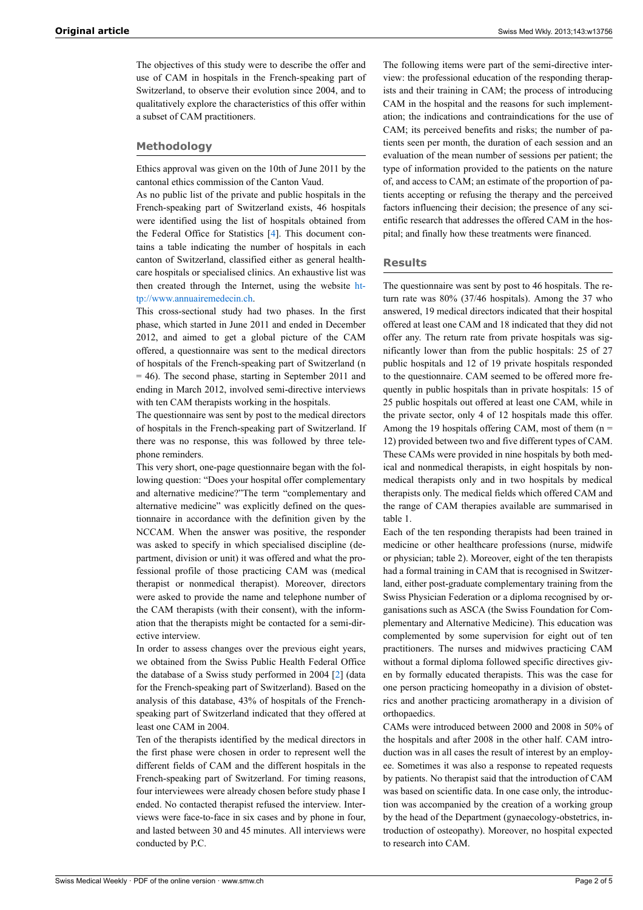The objectives of this study were to describe the offer and use of CAM in hospitals in the French-speaking part of Switzerland, to observe their evolution since 2004, and to qualitatively explore the characteristics of this offer within a subset of CAM practitioners.

## Methodology

Ethics approval was given on the 10th of June 2011 by the cantonal ethics commission of the Canton Vaud.

As no public list of the private and public hospitals in the French-speaking part of Switzerland exists, 46 hospitals were identified using the list of hospitals obtained from the Federal Office for Statistics [4]. This document contains a table indicating the number of hospitals in each canton of Switzerland, classified either as general healthcare hospitals or specialised clinics. An exhaustive list was then created through the Internet, using the website http://www.annuairemedecin.ch.

This cross-sectional study had two phases. In the first phase, which started in June 2011 and ended in December 2012, and aimed to get a global picture of the CAM offered, a questionnaire was sent to the medical directors of hospitals of the French-speaking part of Switzerland (n = 46). The second phase, starting in September 2011 and ending in March 2012, involved semi-directive interviews with ten CAM therapists working in the hospitals.

The questionnaire was sent by post to the medical directors of hospitals in the French-speaking part of Switzerland. If there was no response, this was followed by three telephone reminders.

This very short, one-page questionnaire began with the following question: "Does your hospital offer complementary and alternative medicine?"The term "complementary and alternative medicine" was explicitly defined on the questionnaire in accordance with the definition given by the NCCAM. When the answer was positive, the responder was asked to specify in which specialised discipline (department, division or unit) it was offered and what the professional profile of those practicing CAM was (medical therapist or nonmedical therapist). Moreover, directors were asked to provide the name and telephone number of the CAM therapists (with their consent), with the information that the therapists might be contacted for a semi-directive interview.

In order to assess changes over the previous eight years, we obtained from the Swiss Public Health Federal Office the database of a Swiss study performed in 2004 [2] (data for the French-speaking part of Switzerland). Based on the analysis of this database, 43% of hospitals of the French-speaking part of Switzerland indicated that they offered at least one CAM in 2004.

Ten of the therapists identified by the medical directors in the first phase were chosen in order to represent well the different fields of CAM and the different hospitals in the French-speaking part of Switzerland. For timing reasons, four interviewees were already chosen before study phase I ended. No contacted therapist refused the interview. Interviews were face-to-face in six cases and by phone in four, and lasted between 30 and 45 minutes. All interviews were conducted by P.C.

The following items were part of the semi-directive interview: the professional education of the responding therapists and their training in CAM; the process of introducing CAM in the hospital and the reasons for such implementation; the indications and contraindications for the use of CAM; its perceived benefits and risks; the number of patients seen per month, the duration of each session and an evaluation of the mean number of sessions per patient; the type of information provided to the patients on the nature of, and access to CAM; an estimate of the proportion of patients accepting or refusing the therapy and the perceived factors influencing their decision; the presence of any scientific research that addresses the offered CAM in the hospital; and finally how these treatments were financed.

## Results

The questionnaire was sent by post to 46 hospitals. The return rate was 80% (37/46 hospitals). Among the 37 who answered, 19 medical directors indicated that their hospital offered at least one CAM and 18 indicated that they did not offer any. The return rate from private hospitals was significantly lower than from the public hospitals: 25 of 27 public hospitals and 12 of 19 private hospitals responded to the questionnaire. CAM seemed to be offered more frequently in public hospitals than in private hospitals: 15 of 25 public hospitals out offered at least one CAM, while in the private sector, only 4 of 12 hospitals made this offer. Among the 19 hospitals offering CAM, most of them (n = 12) provided between two and five different types of CAM. These CAMs were provided in nine hospitals by both medical and nonmedical therapists, in eight hospitals by nonmedical therapists only and in two hospitals by medical therapists only. The medical fields which offered CAM and the range of CAM therapies available are summarised in table 1.

Each of the ten responding therapists had been trained in medicine or other healthcare professions (nurse, midwife or physician; table 2). Moreover, eight of the ten therapists had a formal training in CAM that is recognised in Switzerland, either post-graduate complementary training from the Swiss Physician Federation or a diploma recognised by organisations such as ASCA (the Swiss Foundation for Complementary and Alternative Medicine). This education was complemented by some supervision for eight out of ten practitioners. The nurses and midwives practicing CAM without a formal diploma followed specific directives given by formally educated therapists. This was the case for one person practicing homeopathy in a division of obstetrics and another practicing aromatherapy in a division of orthopaedics.

CAMs were introduced between 2000 and 2008 in 50% of the hospitals and after 2008 in the other half. CAM introduction was in all cases the result of interest by an employee. Sometimes it was also a response to repeated requests by patients. No therapist said that the introduction of CAM was based on scientific data. In one case only, the introduction was accompanied by the creation of a working group by the head of the Department (gynaecology-obstetrics, introduction of osteopathy). Moreover, no hospital expected to research into CAM.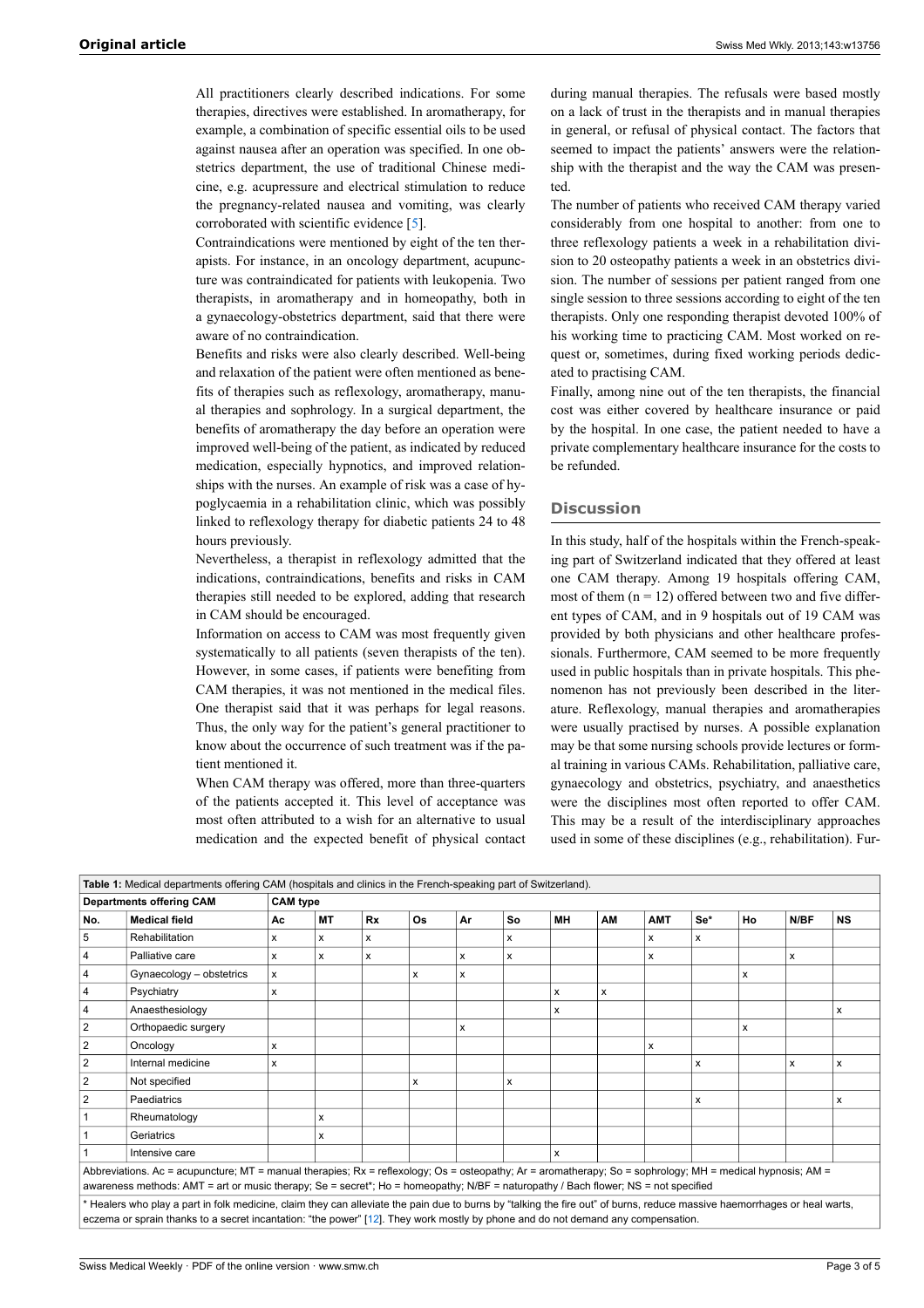All practitioners clearly described indications. For some therapies, directives were established. In aromatherapy, for example, a combination of specific essential oils to be used against nausea after an operation was specified. In one obstetrics department, the use of traditional Chinese medicine, e.g. acupressure and electrical stimulation to reduce the pregnancy-related nausea and vomiting, was clearly corroborated with scientific evidence [5].

Contraindications were mentioned by eight of the ten therapists. For instance, in an oncology department, acupuncture was contraindicated for patients with leukopenia. Two therapists, in aromatherapy and in homeopathy, both in a gynaecology-obstetrics department, said that there were aware of no contraindication.

Benefits and risks were also clearly described. Well-being and relaxation of the patient were often mentioned as benefits of therapies such as reflexology, aromatherapy, manual therapies and sophrology. In a surgical department, the benefits of aromatherapy the day before an operation were improved well-being of the patient, as indicated by reduced medication, especially hypnotics, and improved relationships with the nurses. An example of risk was a case of hypoglycaemia in a rehabilitation clinic, which was possibly linked to reflexology therapy for diabetic patients 24 to 48 hours previously.

Nevertheless, a therapist in reflexology admitted that the indications, contraindications, benefits and risks in CAM therapies still needed to be explored, adding that research in CAM should be encouraged.

Information on access to CAM was most frequently given systematically to all patients (seven therapists of the ten). However, in some cases, if patients were benefiting from CAM therapies, it was not mentioned in the medical files. One therapist said that it was perhaps for legal reasons. Thus, the only way for the patient's general practitioner to know about the occurrence of such treatment was if the patient mentioned it.

When CAM therapy was offered, more than three-quarters of the patients accepted it. This level of acceptance was most often attributed to a wish for an alternative to usual medication and the expected benefit of physical contact during manual therapies. The refusals were based mostly on a lack of trust in the therapists and in manual therapies in general, or refusal of physical contact. The factors that seemed to impact the patients' answers were the relationship with the therapist and the way the CAM was presented.

The number of patients who received CAM therapy varied considerably from one hospital to another: from one to three reflexology patients a week in a rehabilitation division to 20 osteopathy patients a week in an obstetrics division. The number of sessions per patient ranged from one single session to three sessions according to eight of the ten therapists. Only one responding therapist devoted 100% of his working time to practicing CAM. Most worked on request or, sometimes, during fixed working periods dedicated to practising CAM.

Finally, among nine out of the ten therapists, the financial cost was either covered by healthcare insurance or paid by the hospital. In one case, the patient needed to have a private complementary healthcare insurance for the costs to be refunded.

## Discussion

In this study, half of the hospitals within the French-speaking part of Switzerland indicated that they offered at least one CAM therapy. Among 19 hospitals offering CAM, most of them (n = 12) offered between two and five different types of CAM, and in 9 hospitals out of 19 CAM was provided by both physicians and other healthcare professionals. Furthermore, CAM seemed to be more frequently used in public hospitals than in private hospitals. This phenomenon has not previously been described in the literature. Reflexology, manual therapies and aromatherapies were usually practised by nurses. A possible explanation may be that some nursing schools provide lectures or formal training in various CAMs. Rehabilitation, palliative care, gynaecology and obstetrics, psychiatry, and anaesthetics were the disciplines most often reported to offer CAM. This may be a result of the interdisciplinary approaches used in some of these disciplines (e.g., rehabilitation). Fur-

**Table 1:** Medical departments offering CAM (hospitals and clinics in the French-speaking part of Switzerland).

| Departments offering CAM | | CAM type | | | | | | | | | | | | |
|---|---|---|---|---|---|---|---|---|---|---|---|---|---|---|
| No. | Medical field | Ac | MT | Rx | Os | Ar | So | MH | AM | AMT | Se* | Ho | N/BF | NS |
| 5 | Rehabilitation | x | x | x | | | x | | | x | x | | | |
| 4 | Palliative care | x | x | x | | x | x | | | x | | | x | |
| 4 | Gynaecology – obstetrics | x | | | x | x | | | | | | x | | |
| 4 | Psychiatry | x | | | | | | x | x | | | | | |
| 4 | Anaesthesiology | | | | | | | x | | | | | | x |
| 2 | Orthopaedic surgery | | | | | x | | | | | | x | | |
| 2 | Oncology | x | | | | | | | | x | | | | |
| 2 | Internal medicine | x | | | | | | | | | x | | x | x |
| 2 | Not specified | | | | x | | x | | | | | | | |
| 2 | Paediatrics | | | | | | | | | | x | | | x |
| 1 | Rheumatology | | x | | | | | | | | | | | |
| 1 | Geriatrics | | x | | | | | | | | | | | |
| 1 | Intensive care | | | | | | | x | | | | | | |

Abbreviations. Ac = acupuncture; MT = manual therapies; Rx = reflexology; Os = osteopathy; Ar = aromatherapy; So = sophrology; MH = medical hypnosis; AM = awareness methods: AMT = art or music therapy; Se = secret*; Ho = homeopathy; N/BF = naturopathy / Bach flower; NS = not specified

* Healers who play a part in folk medicine, claim they can alleviate the pain due to burns by "talking the fire out" of burns, reduce massive haemorrhages or heal warts, eczema or sprain thanks to a secret incantation: "the power" [12]. They work mostly by phone and do not demand any compensation.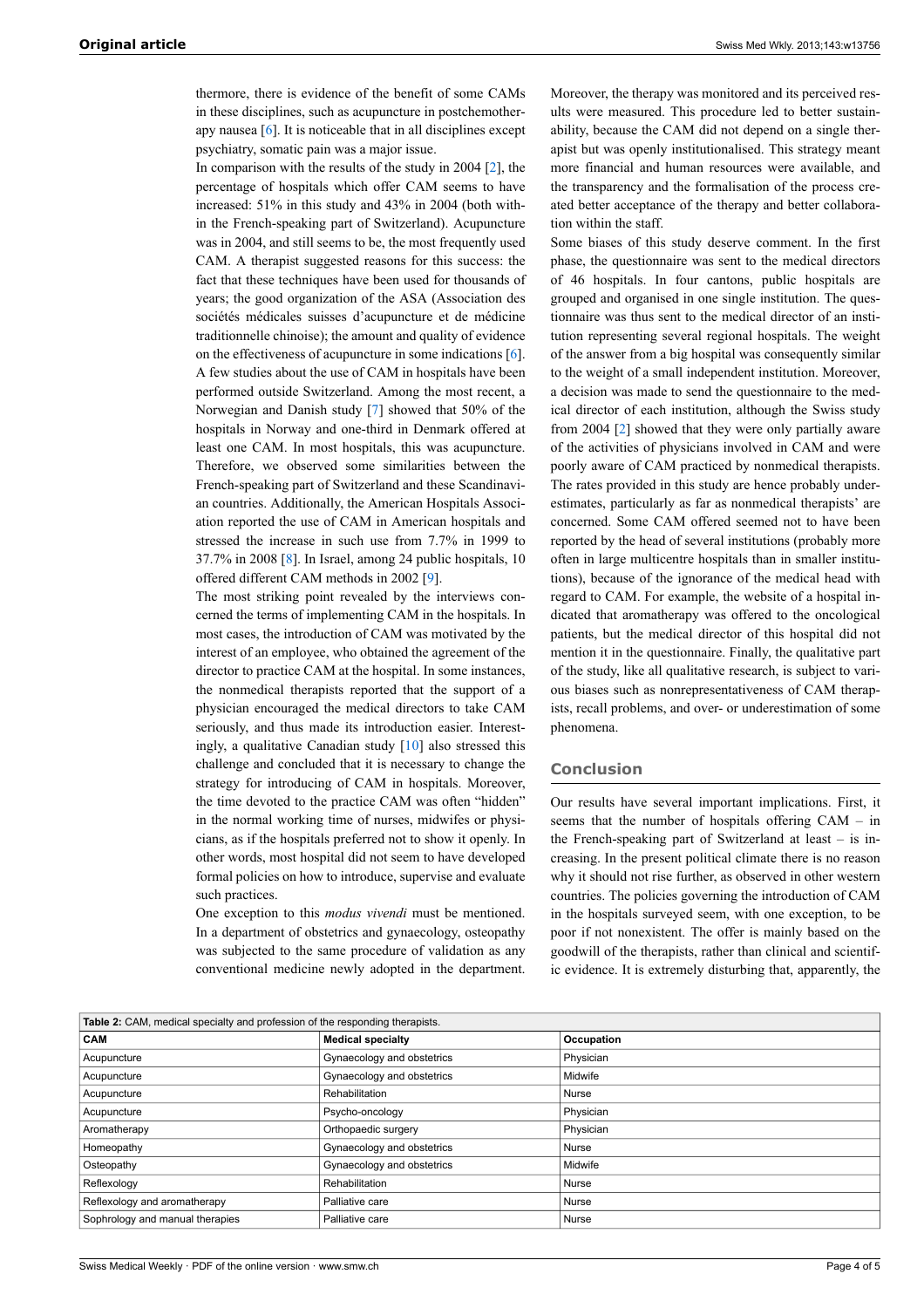thermore, there is evidence of the benefit of some CAMs in these disciplines, such as acupuncture in postchemotherapy nausea [6]. It is noticeable that in all disciplines except psychiatry, somatic pain was a major issue.

In comparison with the results of the study in 2004 [2], the percentage of hospitals which offer CAM seems to have increased: 51% in this study and 43% in 2004 (both within the French-speaking part of Switzerland). Acupuncture was in 2004, and still seems to be, the most frequently used CAM. A therapist suggested reasons for this success: the fact that these techniques have been used for thousands of years; the good organization of the ASA (Association des sociétés médicales suisses d'acupuncture et de médicine traditionnelle chinoise); the amount and quality of evidence on the effectiveness of acupuncture in some indications [6].

A few studies about the use of CAM in hospitals have been performed outside Switzerland. Among the most recent, a Norwegian and Danish study [7] showed that 50% of the hospitals in Norway and one-third in Denmark offered at least one CAM. In most hospitals, this was acupuncture. Therefore, we observed some similarities between the French-speaking part of Switzerland and these Scandinavian countries. Additionally, the American Hospitals Association reported the use of CAM in American hospitals and stressed the increase in such use from 7.7% in 1999 to 37.7% in 2008 [8]. In Israel, among 24 public hospitals, 10 offered different CAM methods in 2002 [9].

The most striking point revealed by the interviews concerned the terms of implementing CAM in the hospitals. In most cases, the introduction of CAM was motivated by the interest of an employee, who obtained the agreement of the director to practice CAM at the hospital. In some instances, the nonmedical therapists reported that the support of a physician encouraged the medical directors to take CAM seriously, and thus made its introduction easier. Interestingly, a qualitative Canadian study [10] also stressed this challenge and concluded that it is necessary to change the strategy for introducing of CAM in hospitals. Moreover, the time devoted to the practice CAM was often "hidden" in the normal working time of nurses, midwifes or physicians, as if the hospitals preferred not to show it openly. In other words, most hospital did not seem to have developed formal policies on how to introduce, supervise and evaluate such practices.

One exception to this *modus vivendi* must be mentioned. In a department of obstetrics and gynaecology, osteopathy was subjected to the same procedure of validation as any conventional medicine newly adopted in the department. Moreover, the therapy was monitored and its perceived results were measured. This procedure led to better sustainability, because the CAM did not depend on a single therapist but was openly institutionalised. This strategy meant more financial and human resources were available, and the transparency and the formalisation of the process created better acceptance of the therapy and better collaboration within the staff.

Some biases of this study deserve comment. In the first phase, the questionnaire was sent to the medical directors of 46 hospitals. In four cantons, public hospitals are grouped and organised in one single institution. The questionnaire was thus sent to the medical director of an institution representing several regional hospitals. The weight of the answer from a big hospital was consequently similar to the weight of a small independent institution. Moreover, a decision was made to send the questionnaire to the medical director of each institution, although the Swiss study from 2004 [2] showed that they were only partially aware of the activities of physicians involved in CAM and were poorly aware of CAM practiced by nonmedical therapists. The rates provided in this study are hence probably underestimates, particularly as far as nonmedical therapists' are concerned. Some CAM offered seemed not to have been reported by the head of several institutions (probably more often in large multicentre hospitals than in smaller institutions), because of the ignorance of the medical head with regard to CAM. For example, the website of a hospital indicated that aromatherapy was offered to the oncological patients, but the medical director of this hospital did not mention it in the questionnaire. Finally, the qualitative part of the study, like all qualitative research, is subject to various biases such as nonrepresentativeness of CAM therapists, recall problems, and over- or underestimation of some phenomena.

## Conclusion

Our results have several important implications. First, it seems that the number of hospitals offering CAM – in the French-speaking part of Switzerland at least – is increasing. In the present political climate there is no reason why it should not rise further, as observed in other western countries. The policies governing the introduction of CAM in the hospitals surveyed seem, with one exception, to be poor if not nonexistent. The offer is mainly based on the goodwill of the therapists, rather than clinical and scientific evidence. It is extremely disturbing that, apparently, the

**Table 2:** CAM, medical specialty and profession of the responding therapists.

| CAM | Medical specialty | Occupation |
|---|---|---|
| Acupuncture | Gynaecology and obstetrics | Physician |
| Acupuncture | Gynaecology and obstetrics | Midwife |
| Acupuncture | Rehabilitation | Nurse |
| Acupuncture | Psycho-oncology | Physician |
| Aromatherapy | Orthopaedic surgery | Physician |
| Homeopathy | Gynaecology and obstetrics | Nurse |
| Osteopathy | Gynaecology and obstetrics | Midwife |
| Reflexology | Rehabilitation | Nurse |
| Reflexology and aromatherapy | Palliative care | Nurse |
| Sophrology and manual therapies | Palliative care | Nurse |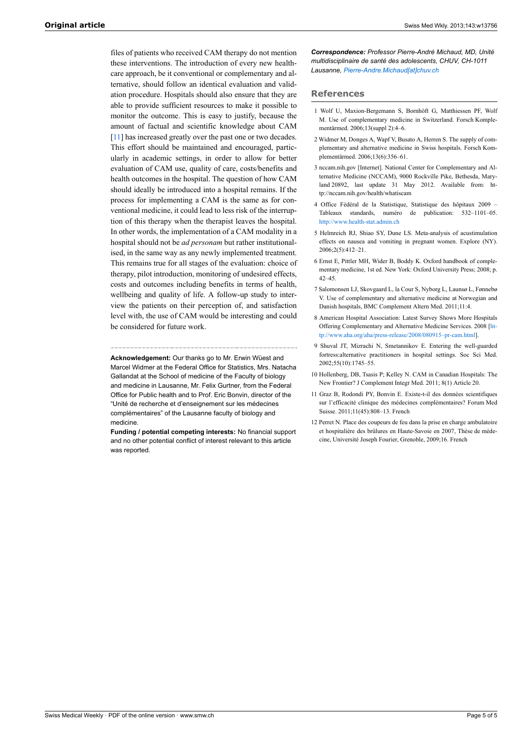files of patients who received CAM therapy do not mention these interventions. The introduction of every new healthcare approach, be it conventional or complementary and alternative, should follow an identical evaluation and validation procedure. Hospitals should also ensure that they are able to provide sufficient resources to make it possible to monitor the outcome. This is easy to justify, because the amount of factual and scientific knowledge about CAM [11] has increased greatly over the past one or two decades. This effort should be maintained and encouraged, particularly in academic settings, in order to allow for better evaluation of CAM use, quality of care, costs/benefits and health outcomes in the hospital. The question of how CAM should ideally be introduced into a hospital remains. If the process for implementing a CAM is the same as for conventional medicine, it could lead to less risk of the interruption of this therapy when the therapist leaves the hospital. In other words, the implementation of a CAM modality in a hospital should not be *ad personam* but rather institutionalised, in the same way as any newly implemented treatment. This remains true for all stages of the evaluation: choice of therapy, pilot introduction, monitoring of undesired effects, costs and outcomes including benefits in terms of health, wellbeing and quality of life. A follow-up study to interview the patients on their perception of, and satisfaction level with, the use of CAM would be interesting and could be considered for future work.

**Acknowledgement:** Our thanks go to Mr. Erwin Wüest and Marcel Widmer at the Federal Office for Statistics, Mrs. Natacha Gallandat at the School of medicine of the Faculty of biology and medicine in Lausanne, Mr. Felix Gurtner, from the Federal Office for Public health and to Prof. Eric Bonvin, director of the "Unité de recherche et d'enseignement sur les médecines complémentaires" of the Lausanne faculty of biology and medicine.

**Funding / potential competing interests:** No financial support and no other potential conflict of interest relevant to this article was reported.

***Correspondence:*** *Professor Pierre-André Michaud, MD, Unité multidisciplinaire de santé des adolescents, CHUV, CH-1011 Lausanne, Pierre-Andre.Michaud[at]chuv.ch*

## References

1. Wolf U, Maxion-Bergemann S, Bornhöft G, Matthiessen PF, Wolf M. Use of complementary medicine in Switzerland. Forsch Komplementärmed. 2006;13(suppl 2):4–6.
2. Widmer M, Donges A, Wapf V, Busato A, Herren S. The supply of complementary and alternative medicine in Swiss hospitals. Forsch Komplementärmed. 2006;13(6):356–61.
3. nccam.nih.gov [Internet]. National Center for Complementary and Alternative Medicine (NCCAM), 9000 Rockville Pike, Bethesda, Maryland 20892, last update 31 May 2012. Available from: http://nccam.nih.gov/health/whatiscam
4. Office Fédéral de la Statistique, Statistique des hôpitaux 2009 – Tableaux standards, numéro de publication: 532–1101–05. http://www.health-stat.admin.ch
5. Helmreich RJ, Shiao SY, Dune LS. Meta-analysis of acustimulation effects on nausea and vomiting in pregnant women. Explore (NY). 2006;2(5):412–21.
6. Ernst E, Pittler MH, Wider B, Boddy K. Oxford handbook of complementary medicine, 1st ed. New York: Oxford University Press; 2008; p. 42–45.
7. Salomonsen LJ, Skovgaard L, la Cour S, Nyborg L, Launsø L, Fønnebø V. Use of complementary and alternative medicine at Norwegian and Danish hospitals, BMC Complement Altern Med. 2011;11:4.
8. American Hospital Association: Latest Survey Shows More Hospitals Offering Complementary and Alternative Medicine Services. 2008 [http://www.aha.org/aha/press-release/2008/080915–pr-cam.html].
9. Shuval JT, Mizrachi N, Smetannikov E. Entering the well-guarded fortress:alternative practitioners in hospital settings. Soc Sci Med. 2002;55(10):1745–55.
10. Hollenberg, DB, Tsasis P; Kelley N. CAM in Canadian Hospitals: The New Frontier? J Complement Integr Med. 2011; 8(1) Article 20.
11. Graz B, Rodondi PY, Bonvin E. Existe-t-il des données scientifiques sur l'efficacité clinique des médecines complémentaires? Forum Med Suisse. 2011;11(45):808–13. French
12. Perret N. Place des coupeurs de feu dans la prise en charge ambulatoire et hospitalière des brûlures en Haute-Savoie en 2007, Thèse de médecine, Université Joseph Fourier, Grenoble, 2009;16. French